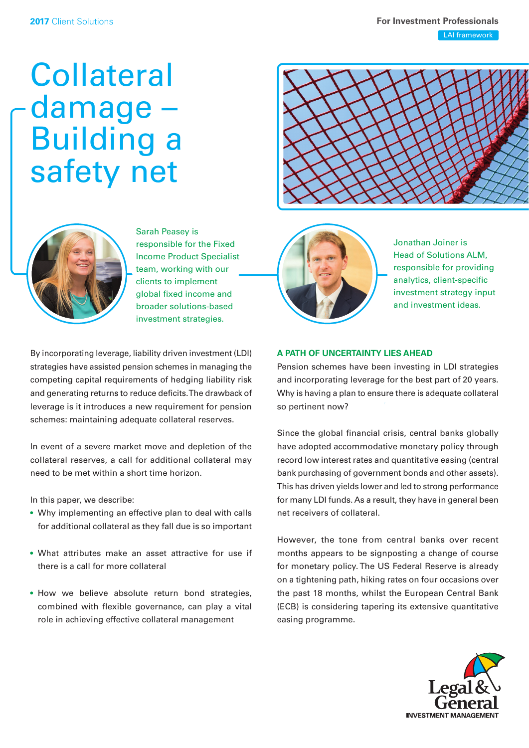2017 Client Solutions

For Investment Professionals

LAI framework

# Collateral damage – Building a safety net

Sarah Peasey is responsible for the Fixed Income Product Specialist team, working with our clients to implement global fixed income and broader solutions-based investment strategies.

Jonathan Joiner is Head of Solutions ALM, responsible for providing analytics, client-specific investment strategy input and investment ideas.

By incorporating leverage, liability driven investment (LDI) strategies have assisted pension schemes in managing the competing capital requirements of hedging liability risk and generating returns to reduce deficits. The drawback of leverage is it introduces a new requirement for pension schemes: maintaining adequate collateral reserves.

In event of a severe market move and depletion of the collateral reserves, a call for additional collateral may need to be met within a short time horizon.

In this paper, we describe:

- Why implementing an effective plan to deal with calls for additional collateral as they fall due is so important
- What attributes make an asset attractive for use if there is a call for more collateral
- How we believe absolute return bond strategies, combined with flexible governance, can play a vital role in achieving effective collateral management

## A PATH OF UNCERTAINTY LIES AHEAD

Pension schemes have been investing in LDI strategies and incorporating leverage for the best part of 20 years. Why is having a plan to ensure there is adequate collateral so pertinent now?

Since the global financial crisis, central banks globally have adopted accommodative monetary policy through record low interest rates and quantitative easing (central bank purchasing of government bonds and other assets). This has driven yields lower and led to strong performance for many LDI funds. As a result, they have in general been net receivers of collateral.

However, the tone from central banks over recent months appears to be signposting a change of course for monetary policy. The US Federal Reserve is already on a tightening path, hiking rates on four occasions over the past 18 months, whilst the European Central Bank (ECB) is considering tapering its extensive quantitative easing programme.

Legal & General INVESTMENT MANAGEMENT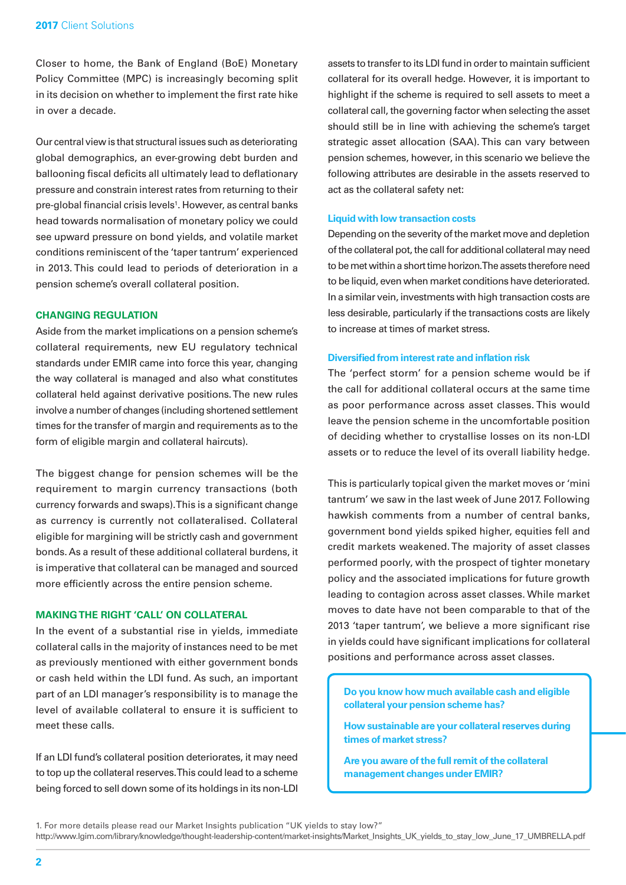Closer to home, the Bank of England (BoE) Monetary Policy Committee (MPC) is increasingly becoming split in its decision on whether to implement the first rate hike in over a decade.

Our central view is that structural issues such as deteriorating global demographics, an ever-growing debt burden and ballooning fiscal deficits all ultimately lead to deflationary pressure and constrain interest rates from returning to their pre-global financial crisis levels[1]. However, as central banks head towards normalisation of monetary policy we could see upward pressure on bond yields, and volatile market conditions reminiscent of the 'taper tantrum' experienced in 2013. This could lead to periods of deterioration in a pension scheme's overall collateral position.

## CHANGING REGULATION

Aside from the market implications on a pension scheme's collateral requirements, new EU regulatory technical standards under EMIR came into force this year, changing the way collateral is managed and also what constitutes collateral held against derivative positions. The new rules involve a number of changes (including shortened settlement times for the transfer of margin and requirements as to the form of eligible margin and collateral haircuts).

The biggest change for pension schemes will be the requirement to margin currency transactions (both currency forwards and swaps). This is a significant change as currency is currently not collateralised. Collateral eligible for margining will be strictly cash and government bonds. As a result of these additional collateral burdens, it is imperative that collateral can be managed and sourced more efficiently across the entire pension scheme.

## MAKING THE RIGHT 'CALL' ON COLLATERAL

In the event of a substantial rise in yields, immediate collateral calls in the majority of instances need to be met as previously mentioned with either government bonds or cash held within the LDI fund. As such, an important part of an LDI manager's responsibility is to manage the level of available collateral to ensure it is sufficient to meet these calls.

If an LDI fund's collateral position deteriorates, it may need to top up the collateral reserves. This could lead to a scheme being forced to sell down some of its holdings in its non-LDI assets to transfer to its LDI fund in order to maintain sufficient collateral for its overall hedge. However, it is important to highlight if the scheme is required to sell assets to meet a collateral call, the governing factor when selecting the asset should still be in line with achieving the scheme's target strategic asset allocation (SAA). This can vary between pension schemes, however, in this scenario we believe the following attributes are desirable in the assets reserved to act as the collateral safety net:

### Liquid with low transaction costs

Depending on the severity of the market move and depletion of the collateral pot, the call for additional collateral may need to be met within a short time horizon. The assets therefore need to be liquid, even when market conditions have deteriorated. In a similar vein, investments with high transaction costs are less desirable, particularly if the transactions costs are likely to increase at times of market stress.

### Diversified from interest rate and inflation risk

The 'perfect storm' for a pension scheme would be if the call for additional collateral occurs at the same time as poor performance across asset classes. This would leave the pension scheme in the uncomfortable position of deciding whether to crystallise losses on its non-LDI assets or to reduce the level of its overall liability hedge.

This is particularly topical given the market moves or 'mini tantrum' we saw in the last week of June 2017. Following hawkish comments from a number of central banks, government bond yields spiked higher, equities fell and credit markets weakened. The majority of asset classes performed poorly, with the prospect of tighter monetary policy and the associated implications for future growth leading to contagion across asset classes. While market moves to date have not been comparable to that of the 2013 'taper tantrum', we believe a more significant rise in yields could have significant implications for collateral positions and performance across asset classes.

> **Do you know how much available cash and eligible collateral your pension scheme has?**
>
> **How sustainable are your collateral reserves during times of market stress?**
>
> **Are you aware of the full remit of the collateral management changes under EMIR?**

1. For more details please read our Market Insights publication "UK yields to stay low?" http://www.lgim.com/library/knowledge/thought-leadership-content/market-insights/Market_Insights_UK_yields_to_stay_low_June_17_UMBRELLA.pdf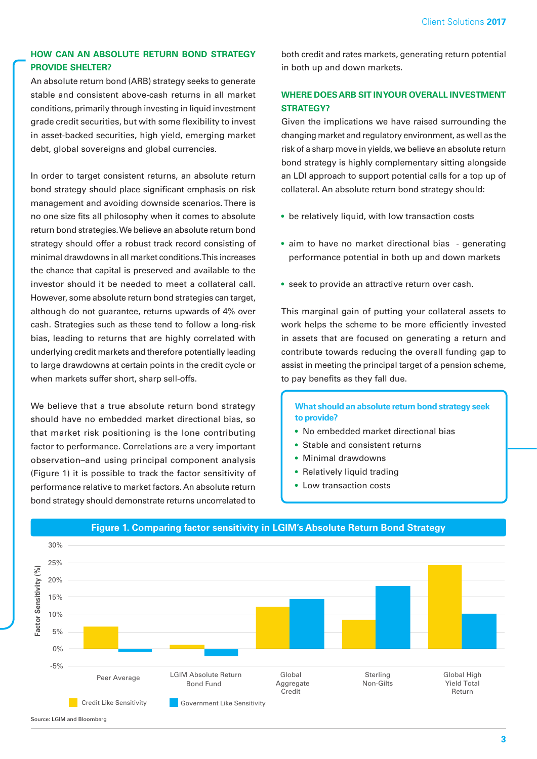## HOW CAN AN ABSOLUTE RETURN BOND STRATEGY PROVIDE SHELTER?

An absolute return bond (ARB) strategy seeks to generate stable and consistent above-cash returns in all market conditions, primarily through investing in liquid investment grade credit securities, but with some flexibility to invest in asset-backed securities, high yield, emerging market debt, global sovereigns and global currencies.

In order to target consistent returns, an absolute return bond strategy should place significant emphasis on risk management and avoiding downside scenarios. There is no one size fits all philosophy when it comes to absolute return bond strategies. We believe an absolute return bond strategy should offer a robust track record consisting of minimal drawdowns in all market conditions. This increases the chance that capital is preserved and available to the investor should it be needed to meet a collateral call. However, some absolute return bond strategies can target, although do not guarantee, returns upwards of 4% over cash. Strategies such as these tend to follow a long-risk bias, leading to returns that are highly correlated with underlying credit markets and therefore potentially leading to large drawdowns at certain points in the credit cycle or when markets suffer short, sharp sell-offs.

We believe that a true absolute return bond strategy should have no embedded market directional bias, so that market risk positioning is the lone contributing factor to performance. Correlations are a very important observation–and using principal component analysis (Figure 1) it is possible to track the factor sensitivity of performance relative to market factors. An absolute return bond strategy should demonstrate returns uncorrelated to both credit and rates markets, generating return potential in both up and down markets.

## WHERE DOES ARB SIT IN YOUR OVERALL INVESTMENT STRATEGY?

Given the implications we have raised surrounding the changing market and regulatory environment, as well as the risk of a sharp move in yields, we believe an absolute return bond strategy is highly complementary sitting alongside an LDI approach to support potential calls for a top up of collateral. An absolute return bond strategy should:

- be relatively liquid, with low transaction costs
- aim to have no market directional bias - generating performance potential in both up and down markets
- seek to provide an attractive return over cash.

This marginal gain of putting your collateral assets to work helps the scheme to be more efficiently invested in assets that are focused on generating a return and contribute towards reducing the overall funding gap to assist in meeting the principal target of a pension scheme, to pay benefits as they fall due.

**What should an absolute return bond strategy seek to provide?**

- No embedded market directional bias
- Stable and consistent returns
- Minimal drawdowns
- Relatively liquid trading
- Low transaction costs

**Figure 1. Comparing factor sensitivity in LGIM's Absolute Return Bond Strategy**

Factor Sensitivity (%)

| | Credit Like Sensitivity | Government Like Sensitivity |
|---|---|---|
| Peer Average | ~6.5% | ~-1% |
| LGIM Absolute Return Bond Fund | ~1% | ~-2% |
| Global Aggregate Credit | ~12% | ~14.5% |
| Sterling Non-Gilts | ~8.5% | ~18% |
| Global High Yield Total Return | ~24% | ~10% |

Source: LGIM and Bloomberg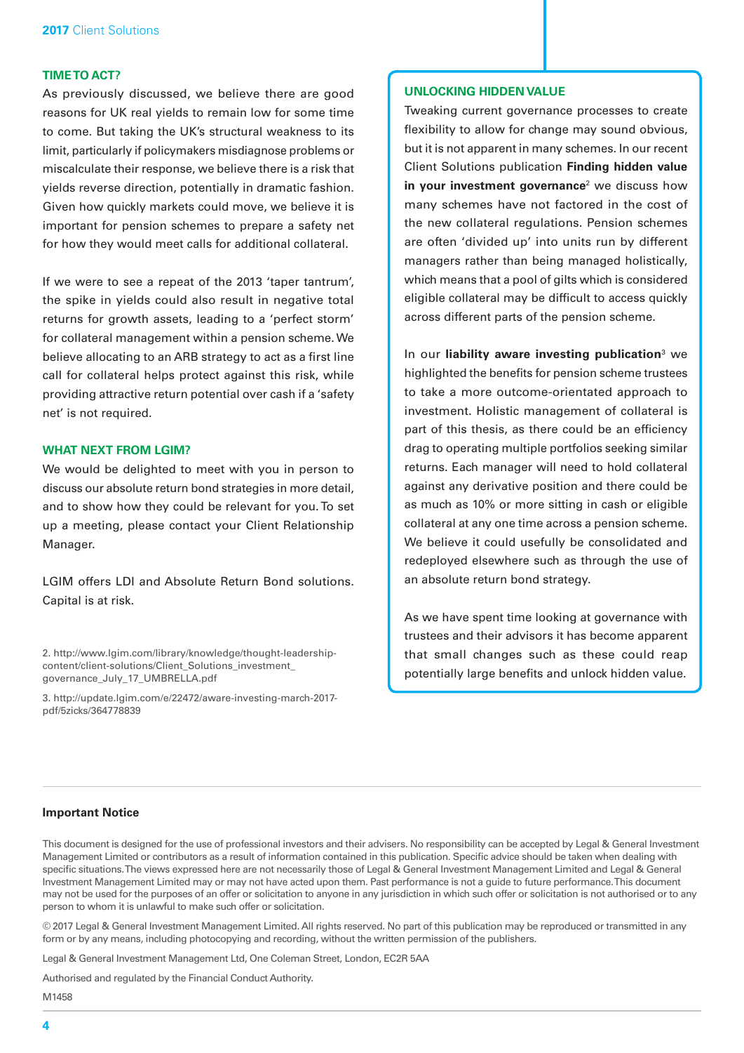### TIME TO ACT?

As previously discussed, we believe there are good reasons for UK real yields to remain low for some time to come. But taking the UK's structural weakness to its limit, particularly if policymakers misdiagnose problems or miscalculate their response, we believe there is a risk that yields reverse direction, potentially in dramatic fashion. Given how quickly markets could move, we believe it is important for pension schemes to prepare a safety net for how they would meet calls for additional collateral.

If we were to see a repeat of the 2013 'taper tantrum', the spike in yields could also result in negative total returns for growth assets, leading to a 'perfect storm' for collateral management within a pension scheme. We believe allocating to an ARB strategy to act as a first line call for collateral helps protect against this risk, while providing attractive return potential over cash if a 'safety net' is not required.

### WHAT NEXT FROM LGIM?

We would be delighted to meet with you in person to discuss our absolute return bond strategies in more detail, and to show how they could be relevant for you. To set up a meeting, please contact your Client Relationship Manager.

LGIM offers LDI and Absolute Return Bond solutions. Capital is at risk.

### UNLOCKING HIDDEN VALUE

Tweaking current governance processes to create flexibility to allow for change may sound obvious, but it is not apparent in many schemes. In our recent Client Solutions publication **Finding hidden value in your investment governance**[2] we discuss how many schemes have not factored in the cost of the new collateral regulations. Pension schemes are often 'divided up' into units run by different managers rather than being managed holistically, which means that a pool of gilts which is considered eligible collateral may be difficult to access quickly across different parts of the pension scheme.

In our **liability aware investing publication**[3] we highlighted the benefits for pension scheme trustees to take a more outcome-orientated approach to investment. Holistic management of collateral is part of this thesis, as there could be an efficiency drag to operating multiple portfolios seeking similar returns. Each manager will need to hold collateral against any derivative position and there could be as much as 10% or more sitting in cash or eligible collateral at any one time across a pension scheme. We believe it could usefully be consolidated and redeployed elsewhere such as through the use of an absolute return bond strategy.

As we have spent time looking at governance with trustees and their advisors it has become apparent that small changes such as these could reap potentially large benefits and unlock hidden value.

2. http://www.lgim.com/library/knowledge/thought-leadership-content/client-solutions/Client_Solutions_investment_governance_July_17_UMBRELLA.pdf

3. http://update.lgim.com/e/22472/aware-investing-march-2017-pdf/5zicks/364778839

**Important Notice**

This document is designed for the use of professional investors and their advisers. No responsibility can be accepted by Legal & General Investment Management Limited or contributors as a result of information contained in this publication. Specific advice should be taken when dealing with specific situations. The views expressed here are not necessarily those of Legal & General Investment Management Limited and Legal & General Investment Management Limited may or may not have acted upon them. Past performance is not a guide to future performance. This document may not be used for the purposes of an offer or solicitation to anyone in any jurisdiction in which such offer or solicitation is not authorised or to any person to whom it is unlawful to make such offer or solicitation.

© 2017 Legal & General Investment Management Limited. All rights reserved. No part of this publication may be reproduced or transmitted in any form or by any means, including photocopying and recording, without the written permission of the publishers.

Legal & General Investment Management Ltd, One Coleman Street, London, EC2R 5AA

Authorised and regulated by the Financial Conduct Authority.

M1458